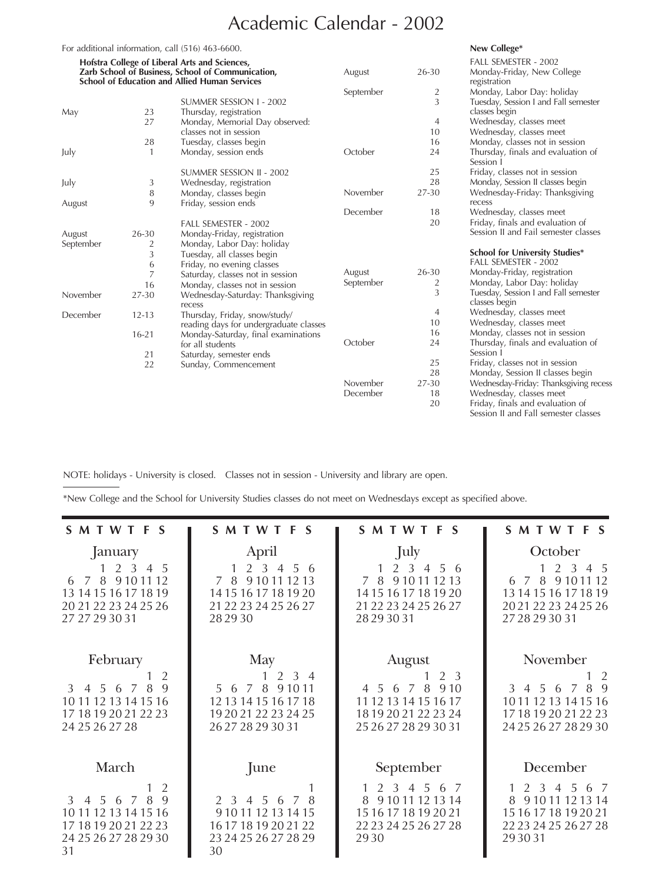# Academic Calendar - 2002

For additional information, call (516) 463-6600.

**Hofstra College of Liberal Arts and Sciences, Zarb School of Business, School of Communication, School of Education and Allied Human Services**

| | | |
|---|---|---|
| | | SUMMER SESSION I - 2002 |
| May | 23 | Thursday, registration |
| | 27 | Monday, Memorial Day observed: classes not in session |
| | 28 | Tuesday, classes begin |
| July | 1 | Monday, session ends |
| | | SUMMER SESSION II - 2002 |
| July | 3 | Wednesday, registration |
| | 8 | Monday, classes begin |
| August | 9 | Friday, session ends |
| | | FALL SEMESTER - 2002 |
| August | 26-30 | Monday-Friday, registration |
| September | 2 | Monday, Labor Day: holiday |
| | 3 | Tuesday, all classes begin |
| | 6 | Friday, no evening classes |
| | 7 | Saturday, classes not in session |
| | 16 | Monday, classes not in session |
| November | 27-30 | Wednesday-Saturday: Thanksgiving recess |
| December | 12-13 | Thursday, Friday, snow/study/ reading days for undergraduate classes |
| | 16-21 | Monday-Saturday, final examinations for all students |
| | 21 | Saturday, semester ends |
| | 22 | Sunday, Commencement |

**New College***

| | | |
|---|---|---|
| | | FALL SEMESTER - 2002 |
| August | 26-30 | Monday-Friday, New College registration |
| September | 2 | Monday, Labor Day: holiday |
| | 3 | Tuesday, Session I and Fall semester classes begin |
| | 4 | Wednesday, classes meet |
| | 10 | Wednesday, classes meet |
| | 16 | Monday, classes not in session |
| October | 24 | Thursday, finals and evaluation of Session I |
| | 25 | Friday, classes not in session |
| | 28 | Monday, Session II classes begin |
| November | 27-30 | Wednesday-Friday: Thanksgiving recess |
| December | 18 | Wednesday, classes meet |
| | 20 | Friday, finals and evaluation of Session II and Fall semester classes |

**School for University Studies***

| | | |
|---|---|---|
| | | FALL SEMESTER - 2002 |
| August | 26-30 | Monday-Friday, registration |
| September | 2 | Monday, Labor Day: holiday |
| | 3 | Tuesday, Session I and Fall semester classes begin |
| | 4 | Wednesday, classes meet |
| | 10 | Wednesday, classes meet |
| | 16 | Monday, classes not in session |
| October | 24 | Thursday, finals and evaluation of Session I |
| | 25 | Friday, classes not in session |
| | 28 | Monday, Session II classes begin |
| November | 27-30 | Wednesday-Friday: Thanksgiving recess |
| December | 18 | Wednesday, classes meet |
| | 20 | Friday, finals and evaluation of Session II and Fall semester classes |

NOTE: holidays - University is closed. Classes not in session - University and library are open.

*New College and the School for University Studies classes do not meet on Wednesdays except as specified above.

**January**

| S | M | T | W | T | F | S |
|---|---|---|---|---|---|---|
| | | 1 | 2 | 3 | 4 | 5 |
| 6 | 7 | 8 | 9 | 10 | 11 | 12 |
| 13 | 14 | 15 | 16 | 17 | 18 | 19 |
| 20 | 21 | 22 | 23 | 24 | 25 | 26 |
| 27 | 27 | 29 | 30 | 31 | | |

**February**

| S | M | T | W | T | F | S |
|---|---|---|---|---|---|---|
| | | | | | 1 | 2 |
| 3 | 4 | 5 | 6 | 7 | 8 | 9 |
| 10 | 11 | 12 | 13 | 14 | 15 | 16 |
| 17 | 18 | 19 | 20 | 21 | 22 | 23 |
| 24 | 25 | 26 | 27 | 28 | | |

**March**

| S | M | T | W | T | F | S |
|---|---|---|---|---|---|---|
| | | | | | 1 | 2 |
| 3 | 4 | 5 | 6 | 7 | 8 | 9 |
| 10 | 11 | 12 | 13 | 14 | 15 | 16 |
| 17 | 18 | 19 | 20 | 21 | 22 | 23 |
| 24 | 25 | 26 | 27 | 28 | 29 | 30 |
| 31 | | | | | | |

**April**

| S | M | T | W | T | F | S |
|---|---|---|---|---|---|---|
| | 1 | 2 | 3 | 4 | 5 | 6 |
| 7 | 8 | 9 | 10 | 11 | 12 | 13 |
| 14 | 15 | 16 | 17 | 18 | 19 | 20 |
| 21 | 22 | 23 | 24 | 25 | 26 | 27 |
| 28 | 29 | 30 | | | | |

**May**

| S | M | T | W | T | F | S |
|---|---|---|---|---|---|---|
| | | | 1 | 2 | 3 | 4 |
| 5 | 6 | 7 | 8 | 9 | 10 | 11 |
| 12 | 13 | 14 | 15 | 16 | 17 | 18 |
| 19 | 20 | 21 | 22 | 23 | 24 | 25 |
| 26 | 27 | 28 | 29 | 30 | 31 | |

**June**

| S | M | T | W | T | F | S |
|---|---|---|---|---|---|---|
| | | | | | | 1 |
| 2 | 3 | 4 | 5 | 6 | 7 | 8 |
| 9 | 10 | 11 | 12 | 13 | 14 | 15 |
| 16 | 17 | 18 | 19 | 20 | 21 | 22 |
| 23 | 24 | 25 | 26 | 27 | 28 | 29 |
| 30 | | | | | | |

**July**

| S | M | T | W | T | F | S |
|---|---|---|---|---|---|---|
| | 1 | 2 | 3 | 4 | 5 | 6 |
| 7 | 8 | 9 | 10 | 11 | 12 | 13 |
| 14 | 15 | 16 | 17 | 18 | 19 | 20 |
| 21 | 22 | 23 | 24 | 25 | 26 | 27 |
| 28 | 29 | 30 | 31 | | | |

**August**

| S | M | T | W | T | F | S |
|---|---|---|---|---|---|---|
| | | | | 1 | 2 | 3 |
| 4 | 5 | 6 | 7 | 8 | 9 | 10 |
| 11 | 12 | 13 | 14 | 15 | 16 | 17 |
| 18 | 19 | 20 | 21 | 22 | 23 | 24 |
| 25 | 26 | 27 | 28 | 29 | 30 | 31 |

**September**

| S | M | T | W | T | F | S |
|---|---|---|---|---|---|---|
| 1 | 2 | 3 | 4 | 5 | 6 | 7 |
| 8 | 9 | 10 | 11 | 12 | 13 | 14 |
| 15 | 16 | 17 | 18 | 19 | 20 | 21 |
| 22 | 23 | 24 | 25 | 26 | 27 | 28 |
| 29 | 30 | | | | | |

**October**

| S | M | T | W | T | F | S |
|---|---|---|---|---|---|---|
| | | 1 | 2 | 3 | 4 | 5 |
| 6 | 7 | 8 | 9 | 10 | 11 | 12 |
| 13 | 14 | 15 | 16 | 17 | 18 | 19 |
| 20 | 21 | 22 | 23 | 24 | 25 | 26 |
| 27 | 28 | 29 | 30 | 31 | | |

**November**

| S | M | T | W | T | F | S |
|---|---|---|---|---|---|---|
| | | | | | 1 | 2 |
| 3 | 4 | 5 | 6 | 7 | 8 | 9 |
| 10 | 11 | 12 | 13 | 14 | 15 | 16 |
| 17 | 18 | 19 | 20 | 21 | 22 | 23 |
| 24 | 25 | 26 | 27 | 28 | 29 | 30 |

**December**

| S | M | T | W | T | F | S |
|---|---|---|---|---|---|---|
| 1 | 2 | 3 | 4 | 5 | 6 | 7 |
| 8 | 9 | 10 | 11 | 12 | 13 | 14 |
| 15 | 16 | 17 | 18 | 19 | 20 | 21 |
| 22 | 23 | 24 | 25 | 26 | 27 | 28 |
| 29 | 30 | 31 | | | | |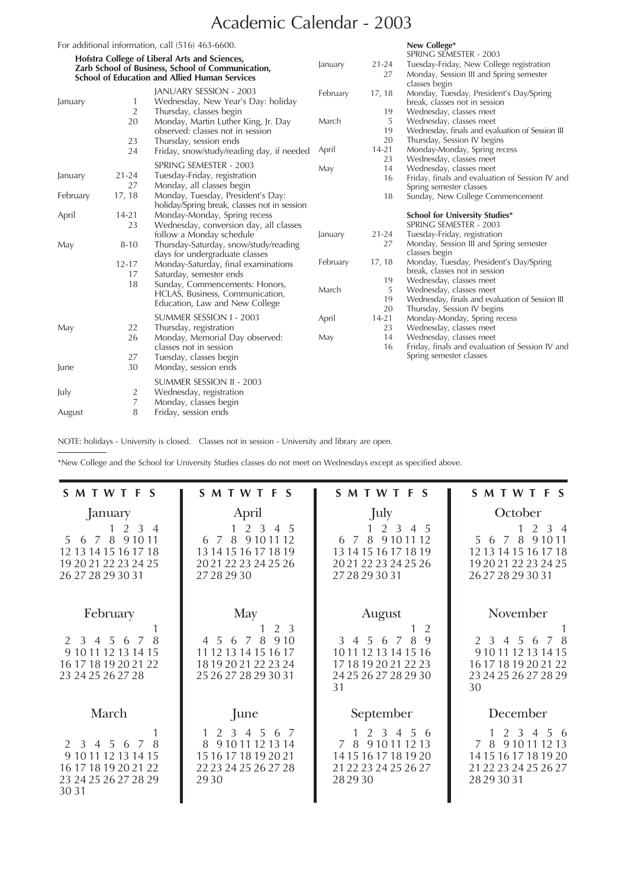# Academic Calendar - 2003

For additional information, call (516) 463-6600.

**Hofstra College of Liberal Arts and Sciences, Zarb School of Business, School of Communication, School of Education and Allied Human Services**

JANUARY SESSION - 2003

| | | |
|---|---|---|
| January | 1 | Wednesday, New Year's Day: holiday |
| | 2 | Thursday, classes begin |
| | 20 | Monday, Martin Luther King, Jr. Day observed: classes not in session |
| | 23 | Thursday, session ends |
| | 24 | Friday, snow/study/reading day, if needed |

SPRING SEMESTER - 2003

| | | |
|---|---|---|
| January | 21-24 | Tuesday-Friday, registration |
| | 27 | Monday, all classes begin |
| February | 17, 18 | Monday, Tuesday, President's Day: holiday/Spring break, classes not in session |
| April | 14-21 | Monday-Monday, Spring recess |
| | 23 | Wednesday, conversion day, all classes follow a Monday schedule |
| May | 8-10 | Thursday-Saturday, snow/study/reading days for undergraduate classes |
| | 12-17 | Monday-Saturday, final examinations |
| | 17 | Saturday, semester ends |
| | 18 | Sunday, Commencements: Honors, HCLAS, Business, Communication, Education, Law and New College |

SUMMER SESSION I - 2003

| | | |
|---|---|---|
| May | 22 | Thursday, registration |
| | 26 | Monday, Memorial Day observed: classes not in session |
| | 27 | Tuesday, classes begin |
| June | 30 | Monday, session ends |

SUMMER SESSION II - 2003

| | | |
|---|---|---|
| July | 2 | Wednesday, registration |
| | 7 | Monday, classes begin |
| August | 8 | Friday, session ends |

**New College***

SPRING SEMESTER - 2003

| | | |
|---|---|---|
| January | 21-24 | Tuesday-Friday, New College registration |
| | 27 | Monday, Session III and Spring semester classes begin |
| February | 17, 18 | Monday, Tuesday, President's Day/Spring break, classes not in session |
| | 19 | Wednesday, classes meet |
| March | 5 | Wednesday, classes meet |
| | 19 | Wednesday, finals and evaluation of Session III |
| | 20 | Thursday, Session IV begins |
| April | 14-21 | Monday-Monday, Spring recess |
| | 23 | Wednesday, classes meet |
| May | 14 | Wednesday, classes meet |
| | 16 | Friday, finals and evaluation of Session IV and Spring semester classes |
| | 18 | Sunday, New College Commencement |

**School for University Studies***

SPRING SEMESTER - 2003

| | | |
|---|---|---|
| January | 21-24 | Tuesday-Friday, registration |
| | 27 | Monday, Session III and Spring semester classes begin |
| February | 17, 18 | Monday, Tuesday, President's Day/Spring break, classes not in session |
| | 19 | Wednesday, classes meet |
| March | 5 | Wednesday, classes meet |
| | 19 | Wednesday, finals and evaluation of Session III |
| | 20 | Thursday, Session IV begins |
| April | 14-21 | Monday-Monday, Spring recess |
| | 23 | Wednesday, classes meet |
| May | 14 | Wednesday, classes meet |
| | 16 | Friday, finals and evaluation of Session IV and Spring semester classes |

NOTE: holidays - University is closed. Classes not in session - University and library are open.

*New College and the School for University Studies classes do not meet on Wednesdays except as specified above.

**January**

| S | M | T | W | T | F | S |
|---|---|---|---|---|---|---|
| | | | 1 | 2 | 3 | 4 |
| 5 | 6 | 7 | 8 | 9 | 10 | 11 |
| 12 | 13 | 14 | 15 | 16 | 17 | 18 |
| 19 | 20 | 21 | 22 | 23 | 24 | 25 |
| 26 | 27 | 28 | 29 | 30 | 31 | |

**February**

| S | M | T | W | T | F | S |
|---|---|---|---|---|---|---|
| | | | | | | 1 |
| 2 | 3 | 4 | 5 | 6 | 7 | 8 |
| 9 | 10 | 11 | 12 | 13 | 14 | 15 |
| 16 | 17 | 18 | 19 | 20 | 21 | 22 |
| 23 | 24 | 25 | 26 | 27 | 28 | |

**March**

| S | M | T | W | T | F | S |
|---|---|---|---|---|---|---|
| | | | | | | 1 |
| 2 | 3 | 4 | 5 | 6 | 7 | 8 |
| 9 | 10 | 11 | 12 | 13 | 14 | 15 |
| 16 | 17 | 18 | 19 | 20 | 21 | 22 |
| 23 | 24 | 25 | 26 | 27 | 28 | 29 |
| 30 | 31 | | | | | |

**April**

| S | M | T | W | T | F | S |
|---|---|---|---|---|---|---|
| | | 1 | 2 | 3 | 4 | 5 |
| 6 | 7 | 8 | 9 | 10 | 11 | 12 |
| 13 | 14 | 15 | 16 | 17 | 18 | 19 |
| 20 | 21 | 22 | 23 | 24 | 25 | 26 |
| 27 | 28 | 29 | 30 | | | |

**May**

| S | M | T | W | T | F | S |
|---|---|---|---|---|---|---|
| | | | | 1 | 2 | 3 |
| 4 | 5 | 6 | 7 | 8 | 9 | 10 |
| 11 | 12 | 13 | 14 | 15 | 16 | 17 |
| 18 | 19 | 20 | 21 | 22 | 23 | 24 |
| 25 | 26 | 27 | 28 | 29 | 30 | 31 |

**June**

| S | M | T | W | T | F | S |
|---|---|---|---|---|---|---|
| 1 | 2 | 3 | 4 | 5 | 6 | 7 |
| 8 | 9 | 10 | 11 | 12 | 13 | 14 |
| 15 | 16 | 17 | 18 | 19 | 20 | 21 |
| 22 | 23 | 24 | 25 | 26 | 27 | 28 |
| 29 | 30 | | | | | |

**July**

| S | M | T | W | T | F | S |
|---|---|---|---|---|---|---|
| | | 1 | 2 | 3 | 4 | 5 |
| 6 | 7 | 8 | 9 | 10 | 11 | 12 |
| 13 | 14 | 15 | 16 | 17 | 18 | 19 |
| 20 | 21 | 22 | 23 | 24 | 25 | 26 |
| 27 | 28 | 29 | 30 | 31 | | |

**August**

| S | M | T | W | T | F | S |
|---|---|---|---|---|---|---|
| | | | | | 1 | 2 |
| 3 | 4 | 5 | 6 | 7 | 8 | 9 |
| 10 | 11 | 12 | 13 | 14 | 15 | 16 |
| 17 | 18 | 19 | 20 | 21 | 22 | 23 |
| 24 | 25 | 26 | 27 | 28 | 29 | 30 |
| 31 | | | | | | |

**September**

| S | M | T | W | T | F | S |
|---|---|---|---|---|---|---|
| | 1 | 2 | 3 | 4 | 5 | 6 |
| 7 | 8 | 9 | 10 | 11 | 12 | 13 |
| 14 | 15 | 16 | 17 | 18 | 19 | 20 |
| 21 | 22 | 23 | 24 | 25 | 26 | 27 |
| 28 | 29 | 30 | | | | |

**October**

| S | M | T | W | T | F | S |
|---|---|---|---|---|---|---|
| | | | 1 | 2 | 3 | 4 |
| 5 | 6 | 7 | 8 | 9 | 10 | 11 |
| 12 | 13 | 14 | 15 | 16 | 17 | 18 |
| 19 | 20 | 21 | 22 | 23 | 24 | 25 |
| 26 | 27 | 28 | 29 | 30 | 31 | |

**November**

| S | M | T | W | T | F | S |
|---|---|---|---|---|---|---|
| | | | | | | 1 |
| 2 | 3 | 4 | 5 | 6 | 7 | 8 |
| 9 | 10 | 11 | 12 | 13 | 14 | 15 |
| 16 | 17 | 18 | 19 | 20 | 21 | 22 |
| 23 | 24 | 25 | 26 | 27 | 28 | 29 |
| 30 | | | | | | |

**December**

| S | M | T | W | T | F | S |
|---|---|---|---|---|---|---|
| | 1 | 2 | 3 | 4 | 5 | 6 |
| 7 | 8 | 9 | 10 | 11 | 12 | 13 |
| 14 | 15 | 16 | 17 | 18 | 19 | 20 |
| 21 | 22 | 23 | 24 | 25 | 26 | 27 |
| 28 | 29 | 30 | 31 | | | |